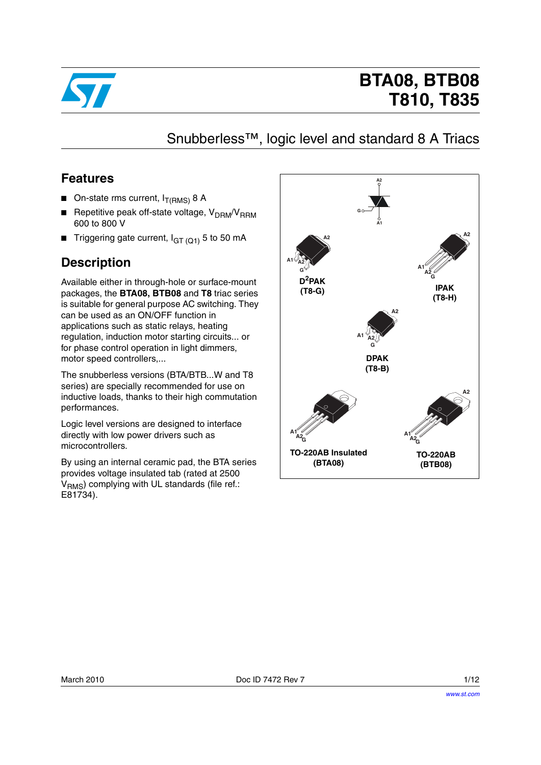# BTA08, BTB08
# T810, T835

## Snubberless™, logic level and standard 8 A Triacs

## Features

- On-state rms current, $I_{T(RMS)}$ 8 A
- Repetitive peak off-state voltage, $V_{DRM}/V_{RRM}$ 600 to 800 V
- Triggering gate current, $I_{GT\ (Q1)}$ 5 to 50 mA

## Description

Available either in through-hole or surface-mount packages, the **BTA08, BTB08** and **T8** triac series is suitable for general purpose AC switching. They can be used as an ON/OFF function in applications such as static relays, heating regulation, induction motor starting circuits... or for phase control operation in light dimmers, motor speed controllers,...

The snubberless versions (BTA/BTB...W and T8 series) are specially recommended for use on inductive loads, thanks to their high commutation performances.

Logic level versions are designed to interface directly with low power drivers such as microcontrollers.

By using an internal ceramic pad, the BTA series provides voltage insulated tab (rated at 2500 $V_{RMS}$) complying with UL standards (file ref.: E81734).

A2, G, A1

A2, A1, A2, G
**D²PAK (T8-G)**

A2, A1, A2, G
**IPAK (T8-H)**

A2, A1, A2, G
**DPAK (T8-B)**

A1, A2, G
**TO-220AB Insulated (BTA08)**

A2, A1, A2, G
**TO-220AB (BTB08)**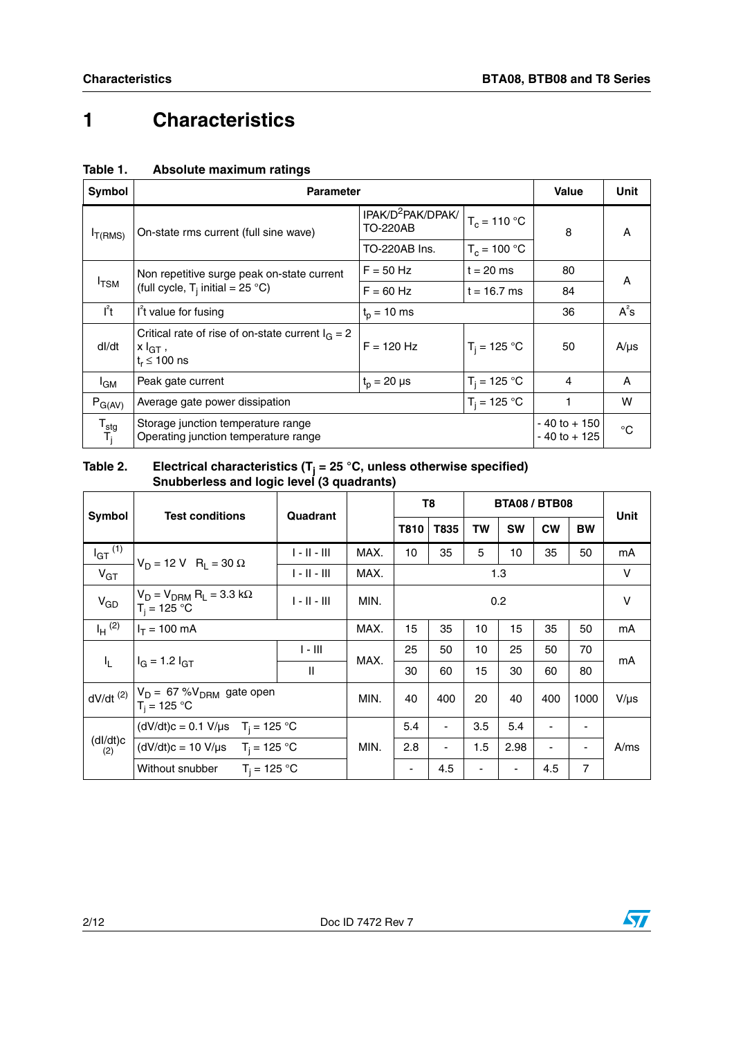# 1 Characteristics

**Table 1. Absolute maximum ratings**

| Symbol | Parameter | | | Value | Unit |
|---|---|---|---|---|---|
| $I_{T(RMS)}$ | On-state rms current (full sine wave) | IPAK/D²PAK/DPAK/ TO-220AB | $T_c$ = 110 °C | 8 | A |
| | | TO-220AB Ins. | $T_c$ = 100 °C | | |
| $I_{TSM}$ | Non repetitive surge peak on-state current (full cycle, $T_j$ initial = 25 °C) | F = 50 Hz | t = 20 ms | 80 | A |
| | | F = 60 Hz | t = 16.7 ms | 84 | |
| $I^2t$ | $I^2t$ value for fusing | $t_p$ = 10 ms | | 36 | $A^2s$ |
| dI/dt | Critical rate of rise of on-state current $I_G$ = 2 x $I_{GT}$ , $t_r \leq$ 100 ns | F = 120 Hz | $T_j$ = 125 °C | 50 | A/µs |
| $I_{GM}$ | Peak gate current | $t_p$ = 20 µs | $T_j$ = 125 °C | 4 | A |
| $P_{G(AV)}$ | Average gate power dissipation | | $T_j$ = 125 °C | 1 | W |
| $T_{stg}$ <br> $T_j$ | Storage junction temperature range <br> Operating junction temperature range | | | - 40 to + 150 <br> - 40 to + 125 | °C |

**Table 2. Electrical characteristics ($T_j$ = 25 °C, unless otherwise specified) Snubberless and logic level (3 quadrants)**

| Symbol | Test conditions | Quadrant | | T8 | | BTA08 / BTB08 | | | | Unit |
|---|---|---|---|---|---|---|---|---|---|---|
| | | | | T810 | T835 | TW | SW | CW | BW | |
| $I_{GT}$ (1) | $V_D$ = 12 V $R_L$ = 30 Ω | I - II - III | MAX. | 10 | 35 | 5 | 10 | 35 | 50 | mA |
| $V_{GT}$ | | I - II - III | MAX. | 1.3 | | | | | | V |
| $V_{GD}$ | $V_D = V_{DRM}$ $R_L$ = 3.3 kΩ $T_j$ = 125 °C | I - II - III | MIN. | 0.2 | | | | | | V |
| $I_H$ (2) | $I_T$ = 100 mA | | MAX. | 15 | 35 | 10 | 15 | 35 | 50 | mA |
| $I_L$ | $I_G$ = 1.2 $I_{GT}$ | I - III | MAX. | 25 | 50 | 10 | 25 | 50 | 70 | mA |
| | | II | | 30 | 60 | 15 | 30 | 60 | 80 | |
| dV/dt (2) | $V_D$ = 67 %$V_{DRM}$ gate open $T_j$ = 125 °C | | MIN. | 40 | 400 | 20 | 40 | 400 | 1000 | V/µs |
| (dI/dt)c (2) | (dV/dt)c = 0.1 V/µs $T_j$ = 125 °C | | MIN. | 5.4 | - | 3.5 | 5.4 | - | - | A/ms |
| | (dV/dt)c = 10 V/µs $T_j$ = 125 °C | | | 2.8 | - | 1.5 | 2.98 | - | - | |
| | Without snubber $T_j$ = 125 °C | | | - | 4.5 | - | - | 4.5 | 7 | |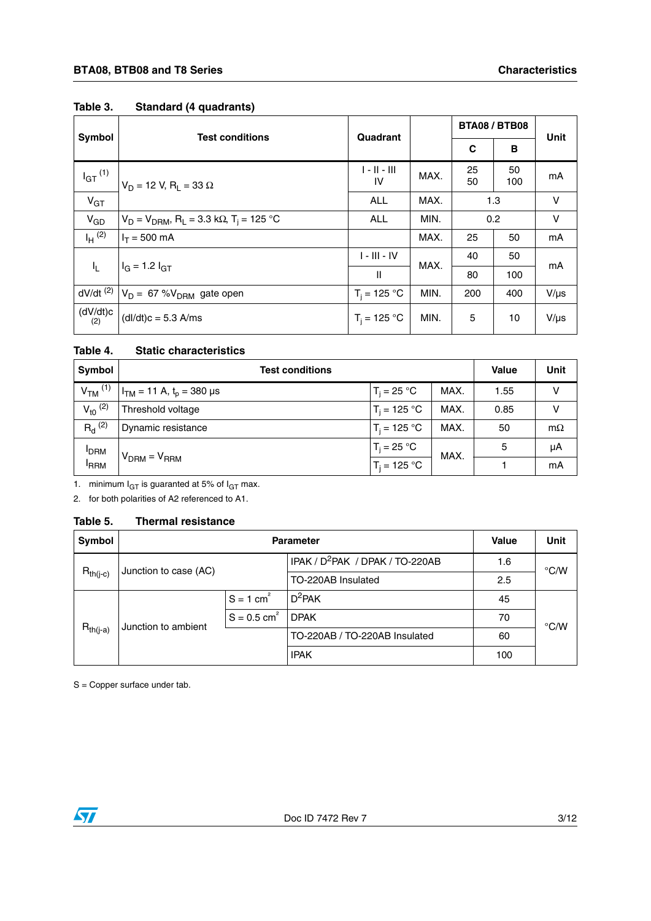### Table 3. Standard (4 quadrants)

| Symbol | Test conditions | Quadrant | | BTA08 / BTB08 | | Unit |
|---|---|---|---|---|---|---|
| | | | | C | B | |
| $I_{GT}$ (1) | $V_D$ = 12 V, $R_L$ = 33 Ω | I - II - III<br>IV | MAX. | 25<br>50 | 50<br>100 | mA |
| $V_{GT}$ | | ALL | MAX. | 1.3 | | V |
| $V_{GD}$ | $V_D = V_{DRM}$, $R_L$ = 3.3 kΩ, $T_j$ = 125 °C | ALL | MIN. | 0.2 | | V |
| $I_H$ (2) | $I_T$ = 500 mA | | MAX. | 25 | 50 | mA |
| $I_L$ | $I_G$ = 1.2 $I_{GT}$ | I - III - IV | MAX. | 40 | 50 | mA |
| | | II | | 80 | 100 | |
| dV/dt (2) | $V_D$ = 67 %$V_{DRM}$ gate open | $T_j$ = 125 °C | MIN. | 200 | 400 | V/µs |
| (dV/dt)c (2) | (dI/dt)c = 5.3 A/ms | $T_j$ = 125 °C | MIN. | 5 | 10 | V/µs |

### Table 4. Static characteristics

| Symbol | Test conditions | | | Value | Unit |
|---|---|---|---|---|---|
| $V_{TM}$ (1) | $I_{TM}$ = 11 A, $t_p$ = 380 µs | $T_j$ = 25 °C | MAX. | 1.55 | V |
| $V_{t0}$ (2) | Threshold voltage | $T_j$ = 125 °C | MAX. | 0.85 | V |
| $R_d$ (2) | Dynamic resistance | $T_j$ = 125 °C | MAX. | 50 | mΩ |
| $I_{DRM}$<br>$I_{RRM}$ | $V_{DRM} = V_{RRM}$ | $T_j$ = 25 °C | MAX. | 5 | µA |
| | | $T_j$ = 125 °C | | 1 | mA |

1. minimum $I_{GT}$ is guaranted at 5% of $I_{GT}$ max.
2. for both polarities of A2 referenced to A1.

### Table 5. Thermal resistance

| Symbol | Parameter | | | Value | Unit |
|---|---|---|---|---|---|
| $R_{th(j-c)}$ | Junction to case (AC) | | IPAK / $D^2$PAK / DPAK / TO-220AB | 1.6 | °C/W |
| | | | TO-220AB Insulated | 2.5 | |
| $R_{th(j-a)}$ | Junction to ambient | S = 1 $cm^2$ | $D^2$PAK | 45 | °C/W |
| | | S = 0.5 $cm^2$ | DPAK | 70 | |
| | | | TO-220AB / TO-220AB Insulated | 60 | |
| | | | IPAK | 100 | |

S = Copper surface under tab.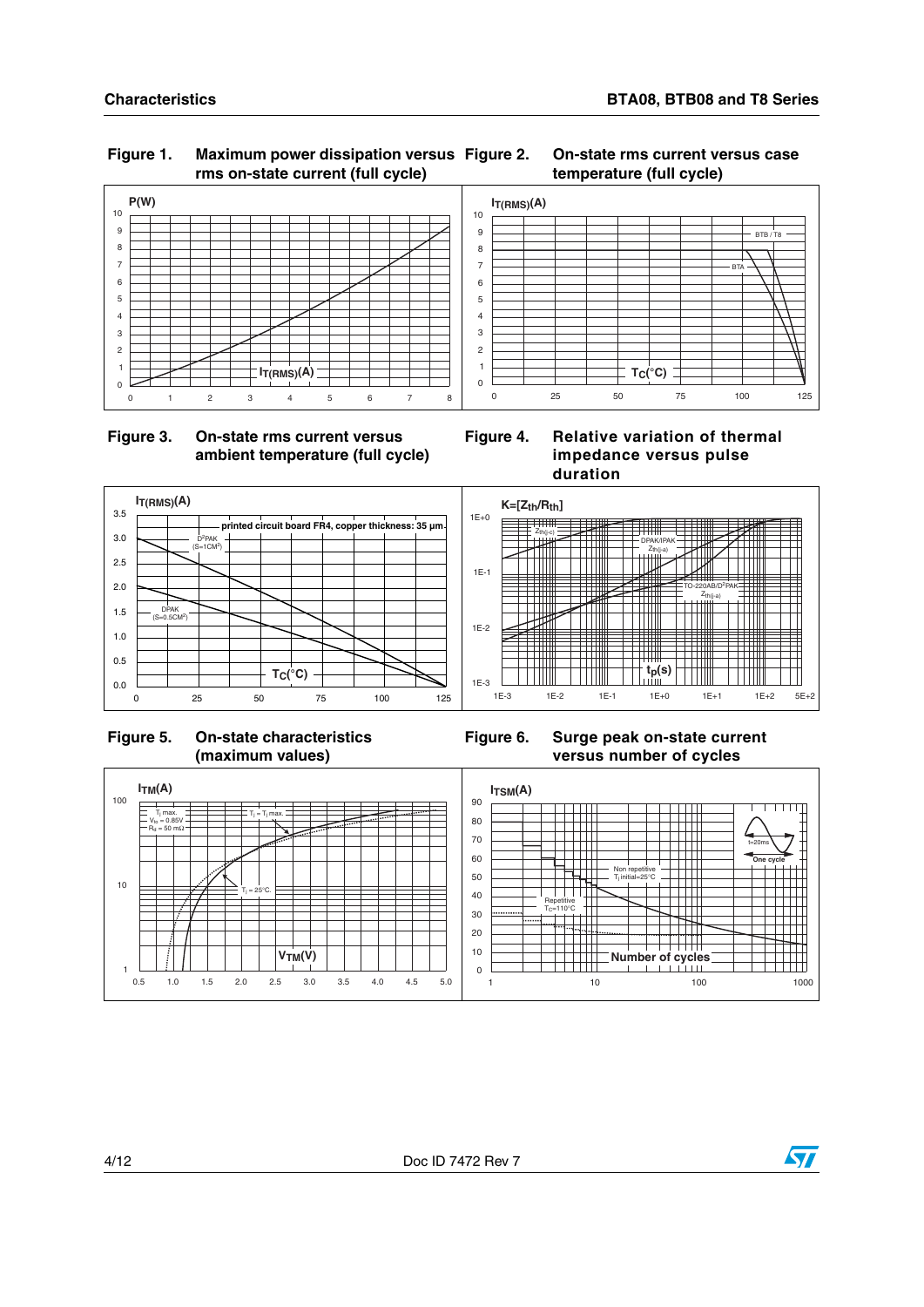**Figure 1. Maximum power dissipation versus rms on-state current (full cycle)**

**Figure 2. On-state rms current versus case temperature (full cycle)**

**Figure 3. On-state rms current versus ambient temperature (full cycle)**

**Figure 4. Relative variation of thermal impedance versus pulse duration**

**Figure 5. On-state characteristics (maximum values)**

**Figure 6. Surge peak on-state current versus number of cycles**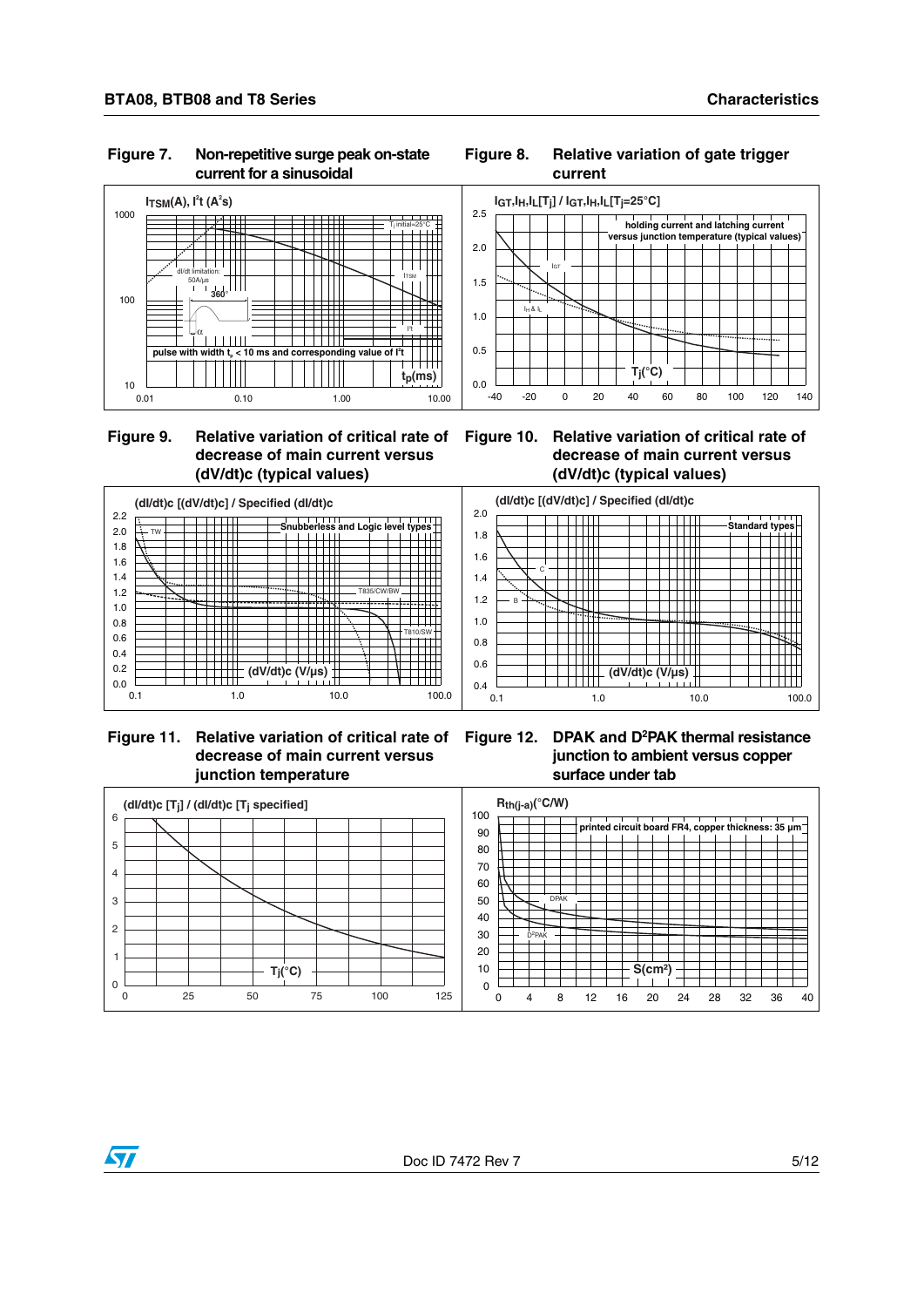Figure 7. Non-repetitive surge peak on-state current for a sinusoidal

Figure 8. Relative variation of gate trigger current

Figure 9. Relative variation of critical rate of decrease of main current versus (dV/dt)c (typical values)

Figure 10. Relative variation of critical rate of decrease of main current versus (dV/dt)c (typical values)

Figure 11. Relative variation of critical rate of decrease of main current versus junction temperature

Figure 12. DPAK and D²PAK thermal resistance junction to ambient versus copper surface under tab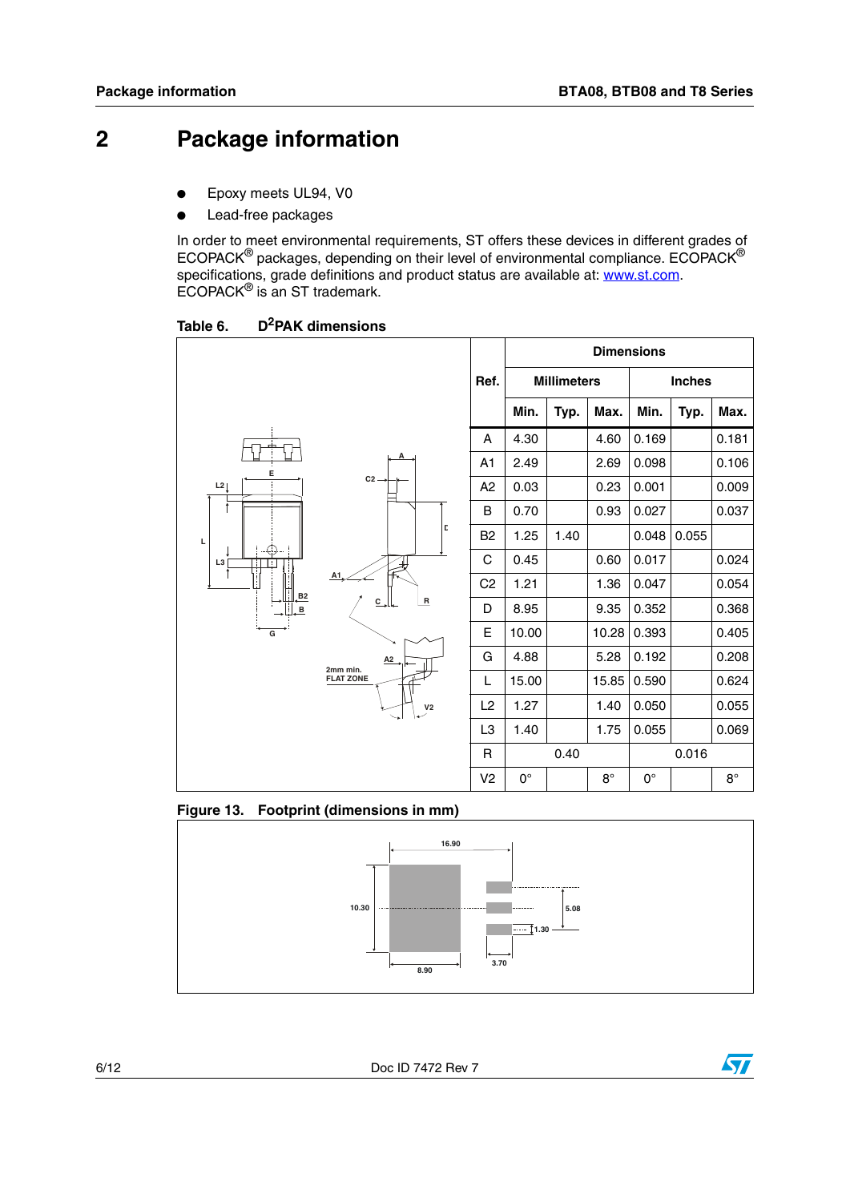# 2 Package information

- Epoxy meets UL94, V0
- Lead-free packages

In order to meet environmental requirements, ST offers these devices in different grades of ECOPACK® packages, depending on their level of environmental compliance. ECOPACK® specifications, grade definitions and product status are available at: www.st.com. ECOPACK® is an ST trademark.

**Table 6. D²PAK dimensions**

| Ref. | Millimeters | | | Inches | | |
|---|---|---|---|---|---|---|
| | Min. | Typ. | Max. | Min. | Typ. | Max. |
| A | 4.30 | | 4.60 | 0.169 | | 0.181 |
| A1 | 2.49 | | 2.69 | 0.098 | | 0.106 |
| A2 | 0.03 | | 0.23 | 0.001 | | 0.009 |
| B | 0.70 | | 0.93 | 0.027 | | 0.037 |
| B2 | 1.25 | 1.40 | | 0.048 | 0.055 | |
| C | 0.45 | | 0.60 | 0.017 | | 0.024 |
| C2 | 1.21 | | 1.36 | 0.047 | | 0.054 |
| D | 8.95 | | 9.35 | 0.352 | | 0.368 |
| E | 10.00 | | 10.28 | 0.393 | | 0.405 |
| G | 4.88 | | 5.28 | 0.192 | | 0.208 |
| L | 15.00 | | 15.85 | 0.590 | | 0.624 |
| L2 | 1.27 | | 1.40 | 0.050 | | 0.055 |
| L3 | 1.40 | | 1.75 | 0.055 | | 0.069 |
| R | | 0.40 | | | 0.016 | |
| V2 | 0° | | 8° | 0° | | 8° |

**Figure 13. Footprint (dimensions in mm)**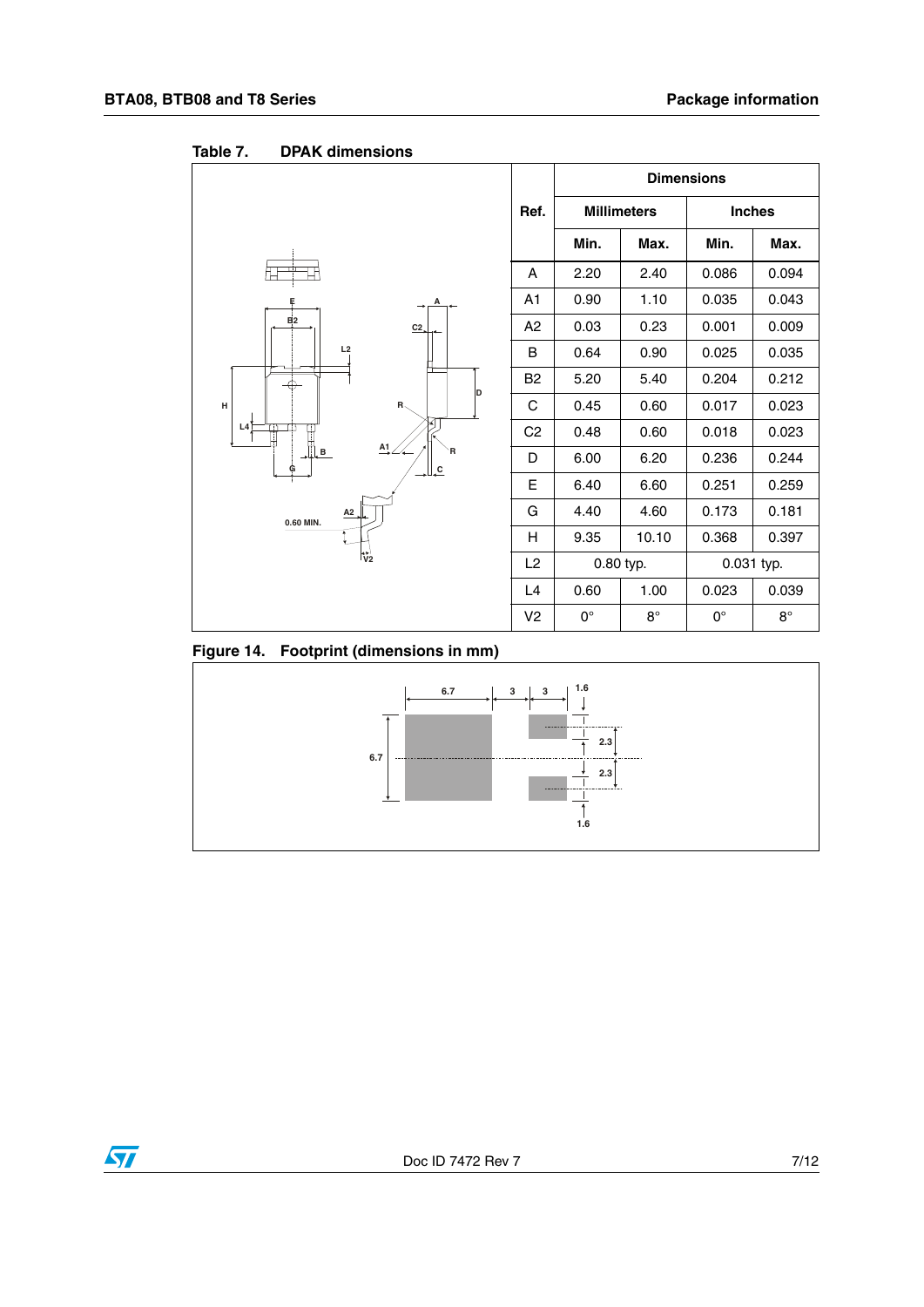**Table 7. DPAK dimensions**

| Ref. | Dimensions | | | |
|---|---|---|---|---|
| | Millimeters | | Inches | |
| | Min. | Max. | Min. | Max. |
| A | 2.20 | 2.40 | 0.086 | 0.094 |
| A1 | 0.90 | 1.10 | 0.035 | 0.043 |
| A2 | 0.03 | 0.23 | 0.001 | 0.009 |
| B | 0.64 | 0.90 | 0.025 | 0.035 |
| B2 | 5.20 | 5.40 | 0.204 | 0.212 |
| C | 0.45 | 0.60 | 0.017 | 0.023 |
| C2 | 0.48 | 0.60 | 0.018 | 0.023 |
| D | 6.00 | 6.20 | 0.236 | 0.244 |
| E | 6.40 | 6.60 | 0.251 | 0.259 |
| G | 4.40 | 4.60 | 0.173 | 0.181 |
| H | 9.35 | 10.10 | 0.368 | 0.397 |
| L2 | 0.80 typ. | | 0.031 typ. | |
| L4 | 0.60 | 1.00 | 0.023 | 0.039 |
| V2 | 0° | 8° | 0° | 8° |

**Figure 14. Footprint (dimensions in mm)**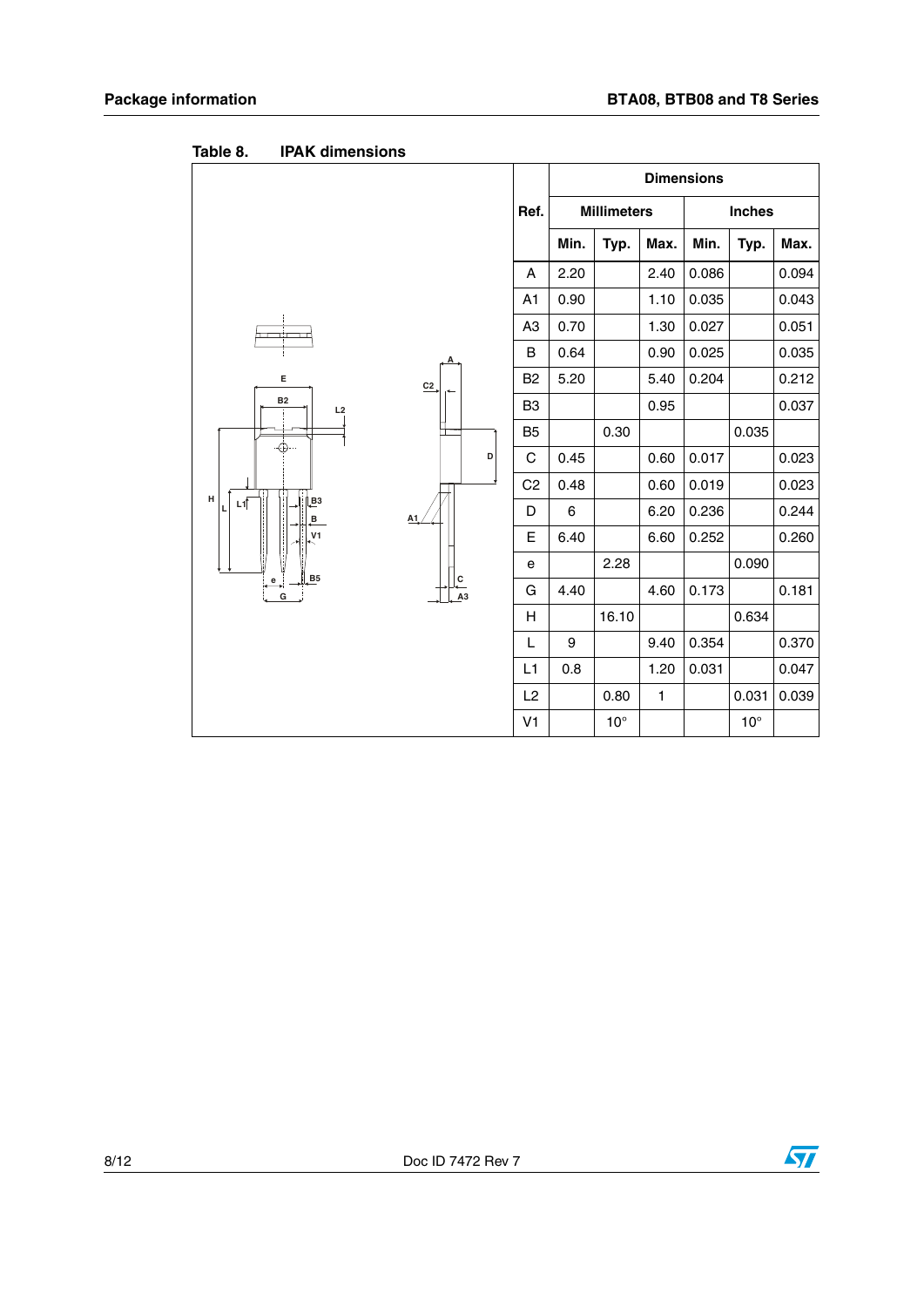Table 8. IPAK dimensions

| Ref. | Dimensions | | | | | |
|---|---|---|---|---|---|---|
| | Millimeters | | | Inches | | |
| | Min. | Typ. | Max. | Min. | Typ. | Max. |
| A | 2.20 | | 2.40 | 0.086 | | 0.094 |
| A1 | 0.90 | | 1.10 | 0.035 | | 0.043 |
| A3 | 0.70 | | 1.30 | 0.027 | | 0.051 |
| B | 0.64 | | 0.90 | 0.025 | | 0.035 |
| B2 | 5.20 | | 5.40 | 0.204 | | 0.212 |
| B3 | | | 0.95 | | | 0.037 |
| B5 | | 0.30 | | | 0.035 | |
| C | 0.45 | | 0.60 | 0.017 | | 0.023 |
| C2 | 0.48 | | 0.60 | 0.019 | | 0.023 |
| D | 6 | | 6.20 | 0.236 | | 0.244 |
| E | 6.40 | | 6.60 | 0.252 | | 0.260 |
| e | | 2.28 | | | 0.090 | |
| G | 4.40 | | 4.60 | 0.173 | | 0.181 |
| H | | 16.10 | | | 0.634 | |
| L | 9 | | 9.40 | 0.354 | | 0.370 |
| L1 | 0.8 | | 1.20 | 0.031 | | 0.047 |
| L2 | | 0.80 | 1 | | 0.031 | 0.039 |
| V1 | | 10° | | | 10° | |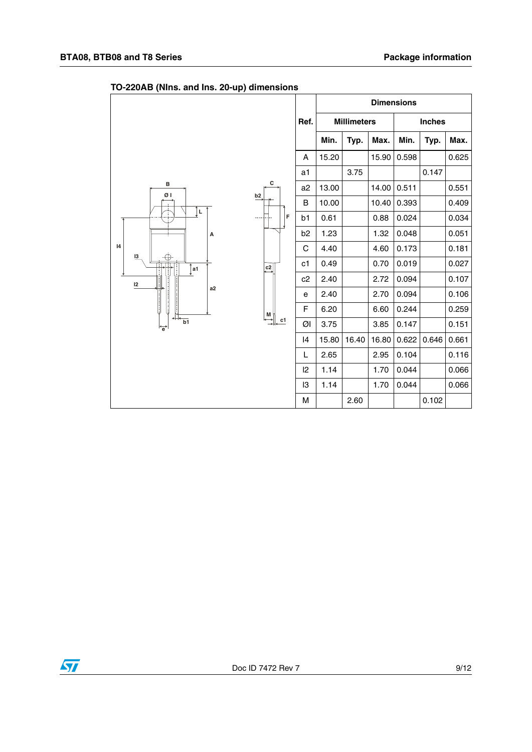TO-220AB (NIns. and Ins. 20-up) dimensions

| Ref. | Dimensions | | | | | |
|---|---|---|---|---|---|---|
| | Millimeters | | | Inches | | |
| | Min. | Typ. | Max. | Min. | Typ. | Max. |
| A | 15.20 | | 15.90 | 0.598 | | 0.625 |
| a1 | | 3.75 | | | 0.147 | |
| a2 | 13.00 | | 14.00 | 0.511 | | 0.551 |
| B | 10.00 | | 10.40 | 0.393 | | 0.409 |
| b1 | 0.61 | | 0.88 | 0.024 | | 0.034 |
| b2 | 1.23 | | 1.32 | 0.048 | | 0.051 |
| C | 4.40 | | 4.60 | 0.173 | | 0.181 |
| c1 | 0.49 | | 0.70 | 0.019 | | 0.027 |
| c2 | 2.40 | | 2.72 | 0.094 | | 0.107 |
| e | 2.40 | | 2.70 | 0.094 | | 0.106 |
| F | 6.20 | | 6.60 | 0.244 | | 0.259 |
| ØI | 3.75 | | 3.85 | 0.147 | | 0.151 |
| I4 | 15.80 | 16.40 | 16.80 | 0.622 | 0.646 | 0.661 |
| L | 2.65 | | 2.95 | 0.104 | | 0.116 |
| l2 | 1.14 | | 1.70 | 0.044 | | 0.066 |
| l3 | 1.14 | | 1.70 | 0.044 | | 0.066 |
| M | | 2.60 | | | 0.102 | |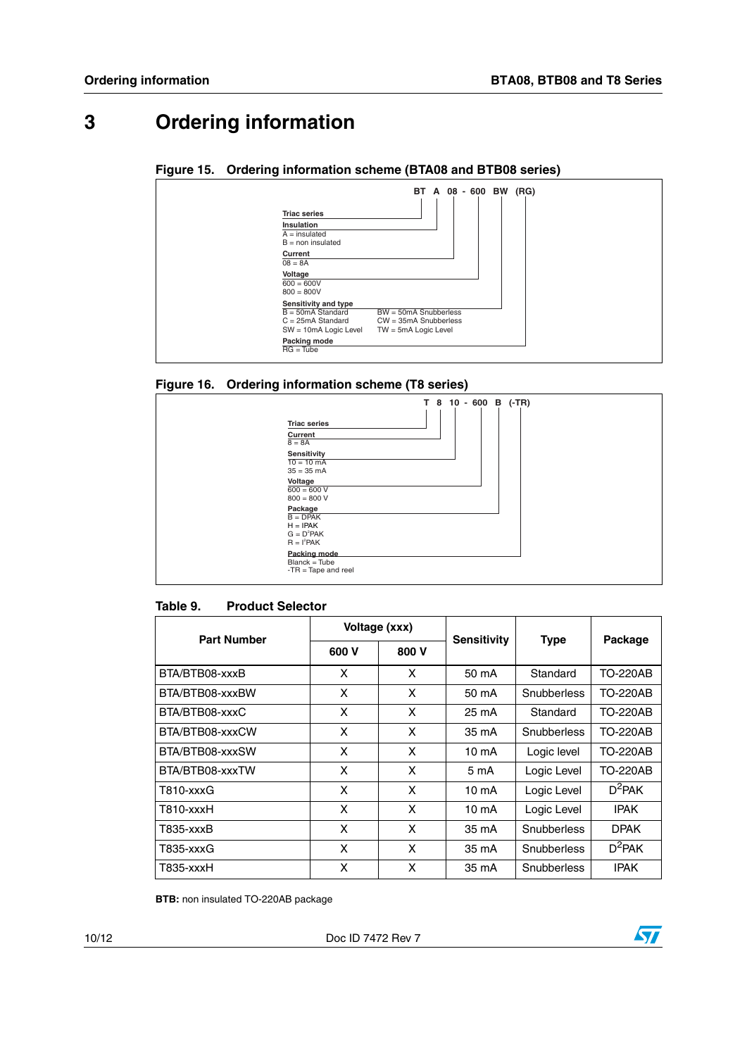# 3 Ordering information

**Figure 15. Ordering information scheme (BTA08 and BTB08 series)**

**BT A 08 - 600 BW (RG)**

**Triac series**

**Insulation**
A = insulated
B = non insulated

**Current**
08 = 8A

**Voltage**
600 = 600V
800 = 800V

**Sensitivity and type**
B = 50mA Standard
C = 25mA Standard
SW = 10mA Logic Level
BW = 50mA Snubberless
CW = 35mA Snubberless
TW = 5mA Logic Level

**Packing mode**
RG = Tube

**Figure 16. Ordering information scheme (T8 series)**

**T 8 10 - 600 B (-TR)**

**Triac series**

**Current**
8 = 8A

**Sensitivity**
10 = 10 mA
35 = 35 mA

**Voltage**
600 = 600 V
800 = 800 V

**Package**
B = DPAK
H = IPAK
G = $D^2PAK$
R = $I^2PAK$

**Packing mode**
Blanck = Tube
-TR = Tape and reel

**Table 9. Product Selector**

| Part Number | Voltage (xxx) | | Sensitivity | Type | Package |
|---|---|---|---|---|---|
| | 600 V | 800 V | | | |
| BTA/BTB08-xxxB | X | X | 50 mA | Standard | TO-220AB |
| BTA/BTB08-xxxBW | X | X | 50 mA | Snubberless | TO-220AB |
| BTA/BTB08-xxxC | X | X | 25 mA | Standard | TO-220AB |
| BTA/BTB08-xxxCW | X | X | 35 mA | Snubberless | TO-220AB |
| BTA/BTB08-xxxSW | X | X | 10 mA | Logic level | TO-220AB |
| BTA/BTB08-xxxTW | X | X | 5 mA | Logic Level | TO-220AB |
| T810-xxxG | X | X | 10 mA | Logic Level | $D^2PAK$ |
| T810-xxxH | X | X | 10 mA | Logic Level | IPAK |
| T835-xxxB | X | X | 35 mA | Snubberless | DPAK |
| T835-xxxG | X | X | 35 mA | Snubberless | $D^2PAK$ |
| T835-xxxH | X | X | 35 mA | Snubberless | IPAK |

**BTB:** non insulated TO-220AB package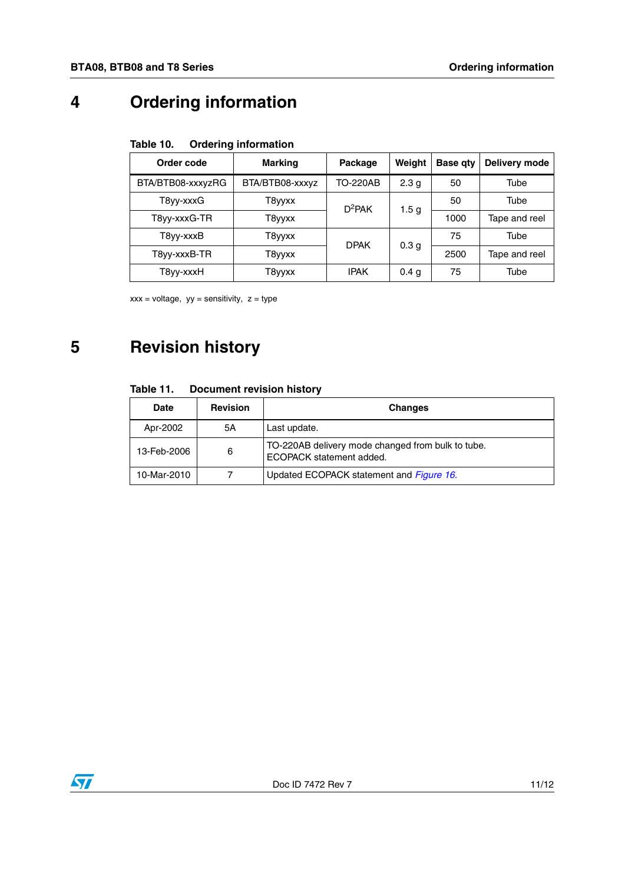# 4 Ordering information

Table 10. Ordering information

| Order code | Marking | Package | Weight | Base qty | Delivery mode |
|---|---|---|---|---|---|
| BTA/BTB08-xxxyzRG | BTA/BTB08-xxxyz | TO-220AB | 2.3 g | 50 | Tube |
| T8yy-xxxG | T8yyxx | $D^2PAK$ | 1.5 g | 50 | Tube |
| T8yy-xxxG-TR | T8yyxx | | | 1000 | Tape and reel |
| T8yy-xxxB | T8yyxx | DPAK | 0.3 g | 75 | Tube |
| T8yy-xxxB-TR | T8yyxx | | | 2500 | Tape and reel |
| T8yy-xxxH | T8yyxx | IPAK | 0.4 g | 75 | Tube |

xxx = voltage, yy = sensitivity, z = type

# 5 Revision history

Table 11. Document revision history

| Date | Revision | Changes |
|---|---|---|
| Apr-2002 | 5A | Last update. |
| 13-Feb-2006 | 6 | TO-220AB delivery mode changed from bulk to tube. ECOPACK statement added. |
| 10-Mar-2010 | 7 | Updated ECOPACK statement and *Figure 16.* |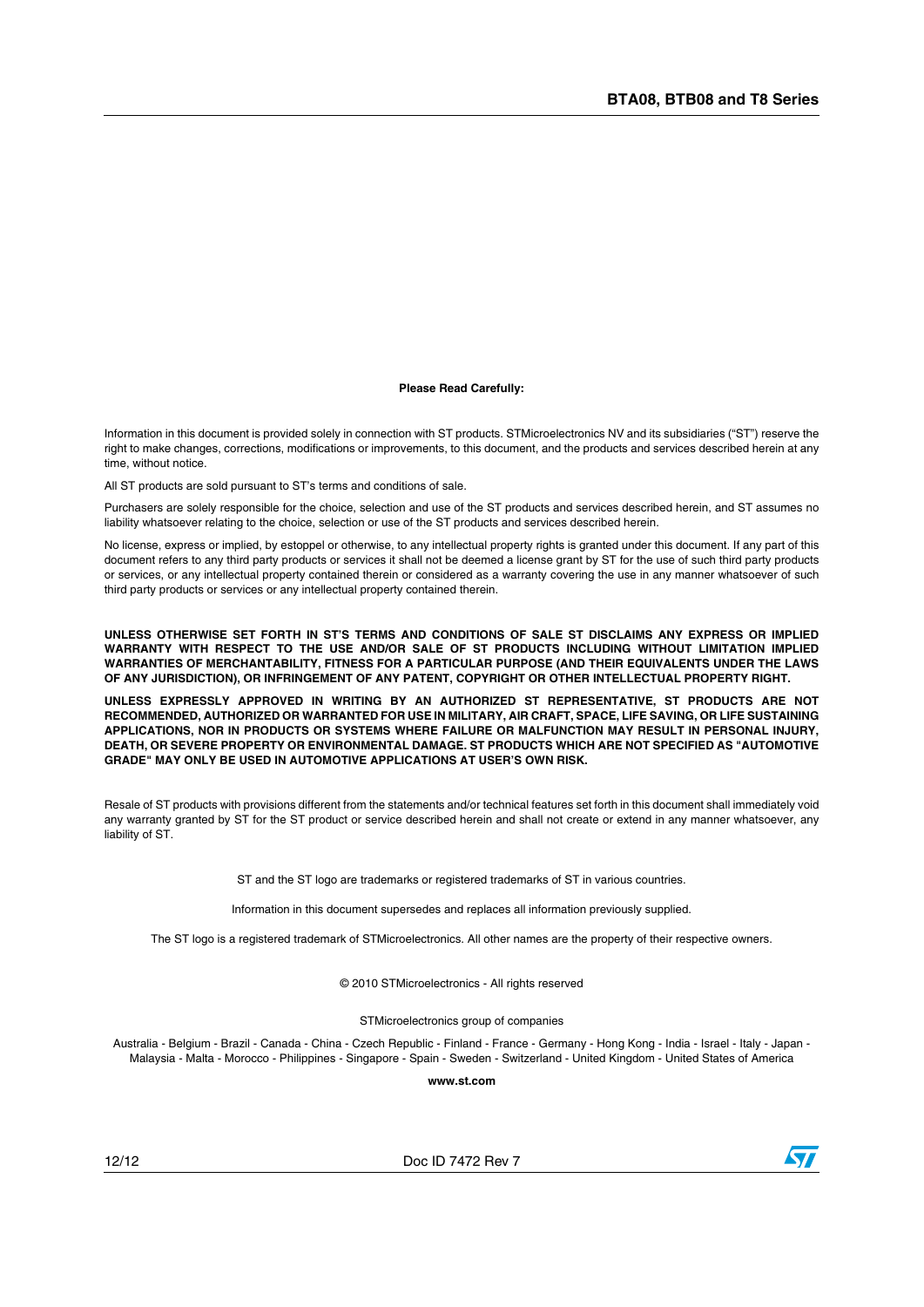**Please Read Carefully:**

Information in this document is provided solely in connection with ST products. STMicroelectronics NV and its subsidiaries (“ST”) reserve the right to make changes, corrections, modifications or improvements, to this document, and the products and services described herein at any time, without notice.

All ST products are sold pursuant to ST’s terms and conditions of sale.

Purchasers are solely responsible for the choice, selection and use of the ST products and services described herein, and ST assumes no liability whatsoever relating to the choice, selection or use of the ST products and services described herein.

No license, express or implied, by estoppel or otherwise, to any intellectual property rights is granted under this document. If any part of this document refers to any third party products or services it shall not be deemed a license grant by ST for the use of such third party products or services, or any intellectual property contained therein or considered as a warranty covering the use in any manner whatsoever of such third party products or services or any intellectual property contained therein.

**UNLESS OTHERWISE SET FORTH IN ST’S TERMS AND CONDITIONS OF SALE ST DISCLAIMS ANY EXPRESS OR IMPLIED WARRANTY WITH RESPECT TO THE USE AND/OR SALE OF ST PRODUCTS INCLUDING WITHOUT LIMITATION IMPLIED WARRANTIES OF MERCHANTABILITY, FITNESS FOR A PARTICULAR PURPOSE (AND THEIR EQUIVALENTS UNDER THE LAWS OF ANY JURISDICTION), OR INFRINGEMENT OF ANY PATENT, COPYRIGHT OR OTHER INTELLECTUAL PROPERTY RIGHT.**

**UNLESS EXPRESSLY APPROVED IN WRITING BY AN AUTHORIZED ST REPRESENTATIVE, ST PRODUCTS ARE NOT RECOMMENDED, AUTHORIZED OR WARRANTED FOR USE IN MILITARY, AIR CRAFT, SPACE, LIFE SAVING, OR LIFE SUSTAINING APPLICATIONS, NOR IN PRODUCTS OR SYSTEMS WHERE FAILURE OR MALFUNCTION MAY RESULT IN PERSONAL INJURY, DEATH, OR SEVERE PROPERTY OR ENVIRONMENTAL DAMAGE. ST PRODUCTS WHICH ARE NOT SPECIFIED AS "AUTOMOTIVE GRADE" MAY ONLY BE USED IN AUTOMOTIVE APPLICATIONS AT USER’S OWN RISK.**

Resale of ST products with provisions different from the statements and/or technical features set forth in this document shall immediately void any warranty granted by ST for the ST product or service described herein and shall not create or extend in any manner whatsoever, any liability of ST.

ST and the ST logo are trademarks or registered trademarks of ST in various countries.

Information in this document supersedes and replaces all information previously supplied.

The ST logo is a registered trademark of STMicroelectronics. All other names are the property of their respective owners.

© 2010 STMicroelectronics - All rights reserved

STMicroelectronics group of companies

Australia - Belgium - Brazil - Canada - China - Czech Republic - Finland - France - Germany - Hong Kong - India - Israel - Italy - Japan - Malaysia - Malta - Morocco - Philippines - Singapore - Spain - Sweden - Switzerland - United Kingdom - United States of America

**www.st.com**